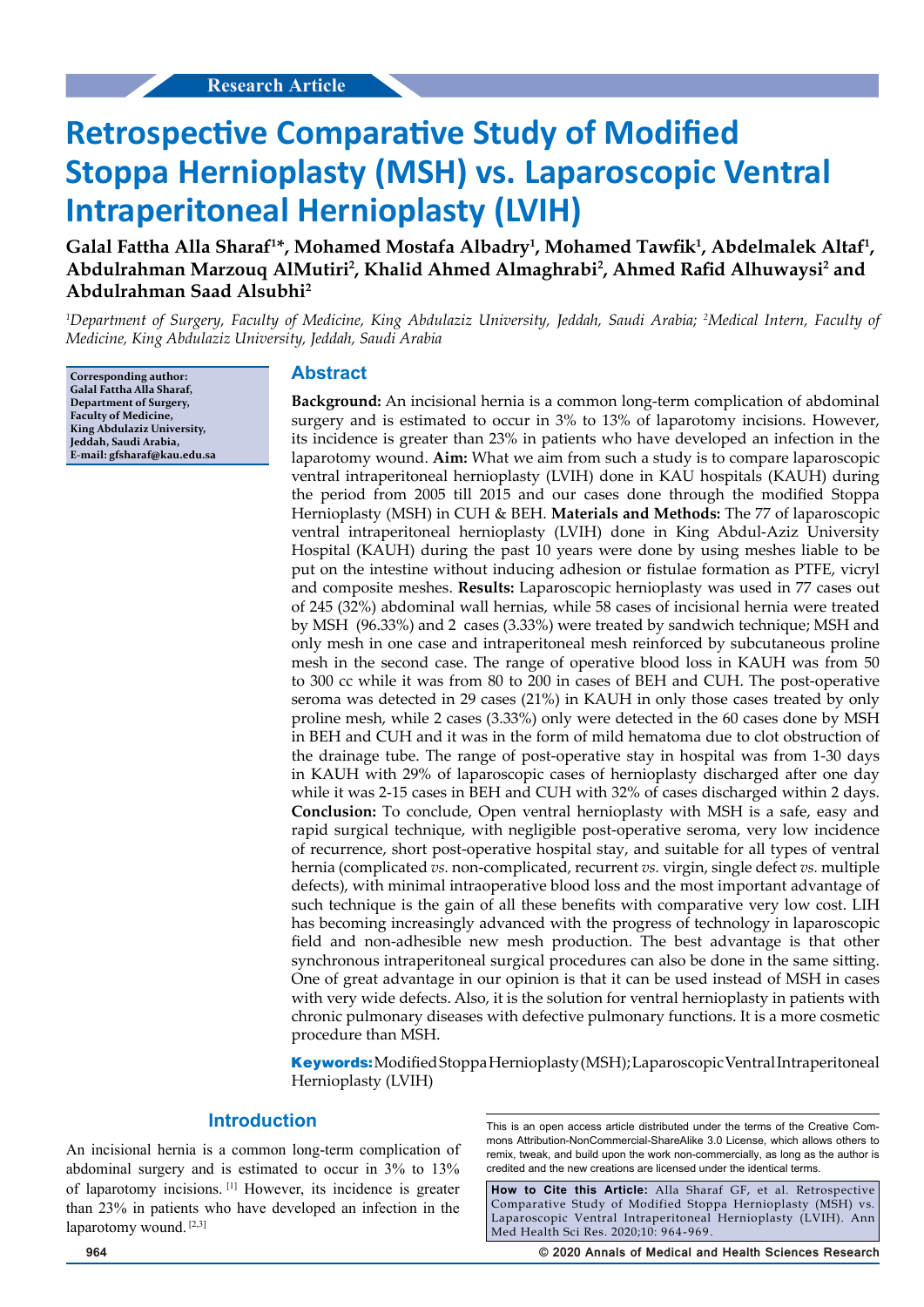Research Article

# Retrospective Comparative Study of Modified Stoppa Hernioplasty (MSH) vs. Laparoscopic Ventral Intraperitoneal Hernioplasty (LVIH)

**Galal Fattha Alla Sharaf[1]\*, Mohamed Mostafa Albadry[1], Mohamed Tawfik[1], Abdelmalek Altaf[1], Abdulrahman Marzouq AlMutiri[2], Khalid Ahmed Almaghrabi[2], Ahmed Rafid Alhuwaysi[2] and Abdulrahman Saad Alsubhi[2]**

*[1]Department of Surgery, Faculty of Medicine, King Abdulaziz University, Jeddah, Saudi Arabia; [2]Medical Intern, Faculty of Medicine, King Abdulaziz University, Jeddah, Saudi Arabia*

**Corresponding author: Galal Fattha Alla Sharaf, Department of Surgery, Faculty of Medicine, King Abdulaziz University, Jeddah, Saudi Arabia, E-mail: gfsharaf@kau.edu.sa**

## Abstract

**Background:** An incisional hernia is a common long-term complication of abdominal surgery and is estimated to occur in 3% to 13% of laparotomy incisions. However, its incidence is greater than 23% in patients who have developed an infection in the laparotomy wound. **Aim:** What we aim from such a study is to compare laparoscopic ventral intraperitoneal hernioplasty (LVIH) done in KAU hospitals (KAUH) during the period from 2005 till 2015 and our cases done through the modified Stoppa Hernioplasty (MSH) in CUH & BEH. **Materials and Methods:** The 77 of laparoscopic ventral intraperitoneal hernioplasty (LVIH) done in King Abdul-Aziz University Hospital (KAUH) during the past 10 years were done by using meshes liable to be put on the intestine without inducing adhesion or fistulae formation as PTFE, vicryl and composite meshes. **Results:** Laparoscopic hernioplasty was used in 77 cases out of 245 (32%) abdominal wall hernias, while 58 cases of incisional hernia were treated by MSH (96.33%) and 2 cases (3.33%) were treated by sandwich technique; MSH and only mesh in one case and intraperitoneal mesh reinforced by subcutaneous proline mesh in the second case. The range of operative blood loss in KAUH was from 50 to 300 cc while it was from 80 to 200 in cases of BEH and CUH. The post-operative seroma was detected in 29 cases (21%) in KAUH in only those cases treated by only proline mesh, while 2 cases (3.33%) only were detected in the 60 cases done by MSH in BEH and CUH and it was in the form of mild hematoma due to clot obstruction of the drainage tube. The range of post-operative stay in hospital was from 1-30 days in KAUH with 29% of laparoscopic cases of hernioplasty discharged after one day while it was 2-15 cases in BEH and CUH with 32% of cases discharged within 2 days. **Conclusion:** To conclude, Open ventral hernioplasty with MSH is a safe, easy and rapid surgical technique, with negligible post-operative seroma, very low incidence of recurrence, short post-operative hospital stay, and suitable for all types of ventral hernia (complicated *vs.* non-complicated, recurrent *vs.* virgin, single defect *vs.* multiple defects), with minimal intraoperative blood loss and the most important advantage of such technique is the gain of all these benefits with comparative very low cost. LIH has becoming increasingly advanced with the progress of technology in laparoscopic field and non-adhesible new mesh production. The best advantage is that other synchronous intraperitoneal surgical procedures can also be done in the same sitting. One of great advantage in our opinion is that it can be used instead of MSH in cases with very wide defects. Also, it is the solution for ventral hernioplasty in patients with chronic pulmonary diseases with defective pulmonary functions. It is a more cosmetic procedure than MSH.

**Keywords:** Modified Stoppa Hernioplasty (MSH); Laparoscopic Ventral Intraperitoneal Hernioplasty (LVIH)

## Introduction

An incisional hernia is a common long-term complication of abdominal surgery and is estimated to occur in 3% to 13% of laparotomy incisions. [1] However, its incidence is greater than 23% in patients who have developed an infection in the laparotomy wound. [2,3]

This is an open access article distributed under the terms of the Creative Commons Attribution-NonCommercial-ShareAlike 3.0 License, which allows others to remix, tweak, and build upon the work non-commercially, as long as the author is credited and the new creations are licensed under the identical terms.

**How to Cite this Article:** Alla Sharaf GF, et al. Retrospective Comparative Study of Modified Stoppa Hernioplasty (MSH) vs. Laparoscopic Ventral Intraperitoneal Hernioplasty (LVIH). Ann Med Health Sci Res. 2020;10: 964-969.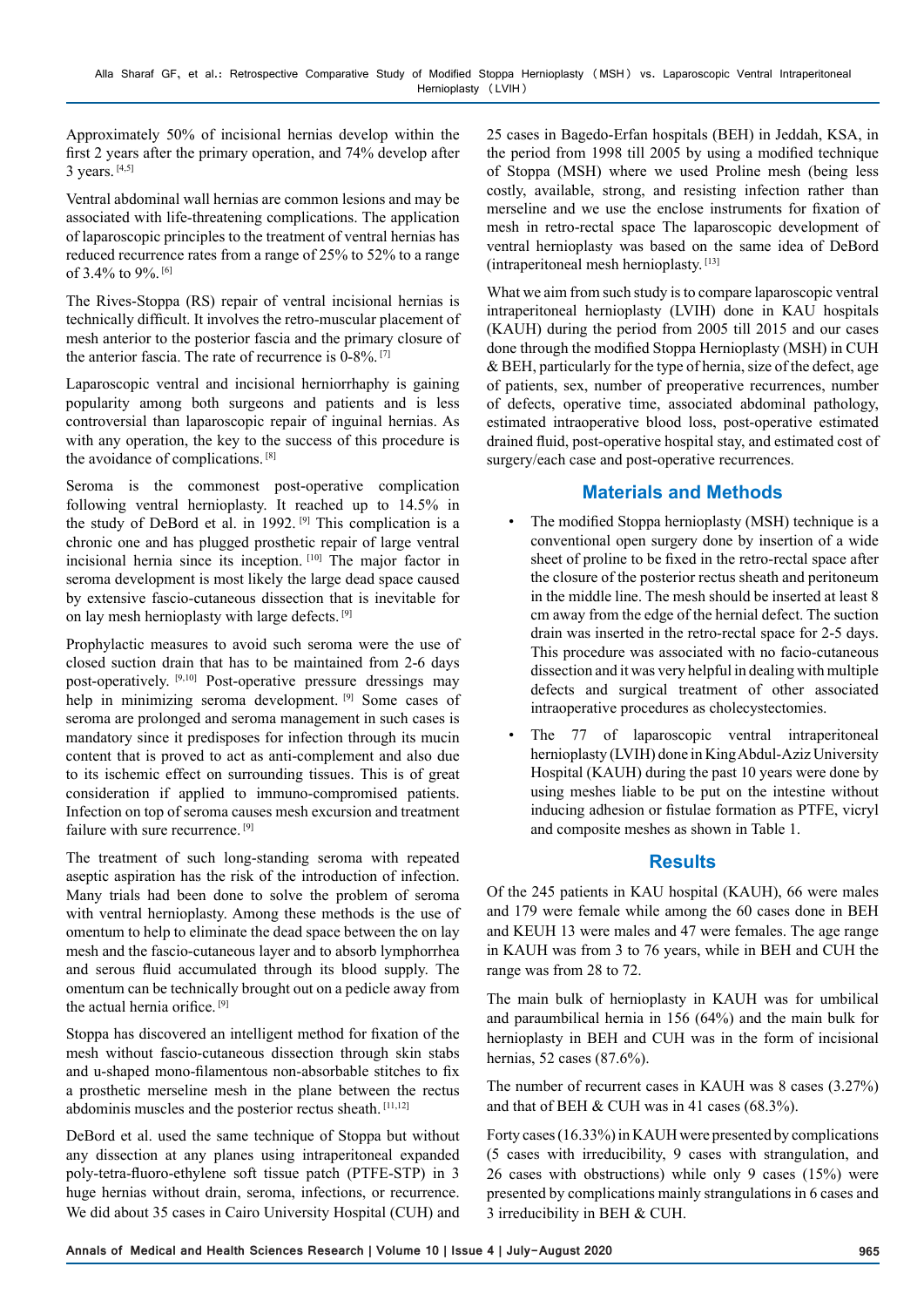Approximately 50% of incisional hernias develop within the first 2 years after the primary operation, and 74% develop after 3 years. [4,5]

Ventral abdominal wall hernias are common lesions and may be associated with life-threatening complications. The application of laparoscopic principles to the treatment of ventral hernias has reduced recurrence rates from a range of 25% to 52% to a range of 3.4% to 9%. [6]

The Rives-Stoppa (RS) repair of ventral incisional hernias is technically difficult. It involves the retro-muscular placement of mesh anterior to the posterior fascia and the primary closure of the anterior fascia. The rate of recurrence is 0-8%. [7]

Laparoscopic ventral and incisional herniorrhaphy is gaining popularity among both surgeons and patients and is less controversial than laparoscopic repair of inguinal hernias. As with any operation, the key to the success of this procedure is the avoidance of complications. [8]

Seroma is the commonest post-operative complication following ventral hernioplasty. It reached up to 14.5% in the study of DeBord et al. in 1992. [9] This complication is a chronic one and has plugged prosthetic repair of large ventral incisional hernia since its inception. [10] The major factor in seroma development is most likely the large dead space caused by extensive fascio-cutaneous dissection that is inevitable for on lay mesh hernioplasty with large defects. [9]

Prophylactic measures to avoid such seroma were the use of closed suction drain that has to be maintained from 2-6 days post-operatively. [9,10] Post-operative pressure dressings may help in minimizing seroma development. [9] Some cases of seroma are prolonged and seroma management in such cases is mandatory since it predisposes for infection through its mucin content that is proved to act as anti-complement and also due to its ischemic effect on surrounding tissues. This is of great consideration if applied to immuno-compromised patients. Infection on top of seroma causes mesh excursion and treatment failure with sure recurrence. [9]

The treatment of such long-standing seroma with repeated aseptic aspiration has the risk of the introduction of infection. Many trials had been done to solve the problem of seroma with ventral hernioplasty. Among these methods is the use of omentum to help to eliminate the dead space between the on lay mesh and the fascio-cutaneous layer and to absorb lymphorrhea and serous fluid accumulated through its blood supply. The omentum can be technically brought out on a pedicle away from the actual hernia orifice. [9]

Stoppa has discovered an intelligent method for fixation of the mesh without fascio-cutaneous dissection through skin stabs and u-shaped mono-filamentous non-absorbable stitches to fix a prosthetic merseline mesh in the plane between the rectus abdominis muscles and the posterior rectus sheath. [11,12]

DeBord et al. used the same technique of Stoppa but without any dissection at any planes using intraperitoneal expanded poly-tetra-fluoro-ethylene soft tissue patch (PTFE-STP) in 3 huge hernias without drain, seroma, infections, or recurrence. We did about 35 cases in Cairo University Hospital (CUH) and 25 cases in Bagedo-Erfan hospitals (BEH) in Jeddah, KSA, in the period from 1998 till 2005 by using a modified technique of Stoppa (MSH) where we used Proline mesh (being less costly, available, strong, and resisting infection rather than merseline and we use the enclose instruments for fixation of mesh in retro-rectal space The laparoscopic development of ventral hernioplasty was based on the same idea of DeBord (intraperitoneal mesh hernioplasty. [13]

What we aim from such study is to compare laparoscopic ventral intraperitoneal hernioplasty (LVIH) done in KAU hospitals (KAUH) during the period from 2005 till 2015 and our cases done through the modified Stoppa Hernioplasty (MSH) in CUH & BEH, particularly for the type of hernia, size of the defect, age of patients, sex, number of preoperative recurrences, number of defects, operative time, associated abdominal pathology, estimated intraoperative blood loss, post-operative estimated drained fluid, post-operative hospital stay, and estimated cost of surgery/each case and post-operative recurrences.

## Materials and Methods

- The modified Stoppa hernioplasty (MSH) technique is a conventional open surgery done by insertion of a wide sheet of proline to be fixed in the retro-rectal space after the closure of the posterior rectus sheath and peritoneum in the middle line. The mesh should be inserted at least 8 cm away from the edge of the hernial defect. The suction drain was inserted in the retro-rectal space for 2-5 days. This procedure was associated with no facio-cutaneous dissection and it was very helpful in dealing with multiple defects and surgical treatment of other associated intraoperative procedures as cholecystectomies.
- The 77 of laparoscopic ventral intraperitoneal hernioplasty (LVIH) done in King Abdul-Aziz University Hospital (KAUH) during the past 10 years were done by using meshes liable to be put on the intestine without inducing adhesion or fistulae formation as PTFE, vicryl and composite meshes as shown in Table 1.

## Results

Of the 245 patients in KAU hospital (KAUH), 66 were males and 179 were female while among the 60 cases done in BEH and KEUH 13 were males and 47 were females. The age range in KAUH was from 3 to 76 years, while in BEH and CUH the range was from 28 to 72.

The main bulk of hernioplasty in KAUH was for umbilical and paraumbilical hernia in 156 (64%) and the main bulk for hernioplasty in BEH and CUH was in the form of incisional hernias, 52 cases (87.6%).

The number of recurrent cases in KAUH was 8 cases (3.27%) and that of BEH & CUH was in 41 cases (68.3%).

Forty cases (16.33%) in KAUH were presented by complications (5 cases with irreducibility, 9 cases with strangulation, and 26 cases with obstructions) while only 9 cases (15%) were presented by complications mainly strangulations in 6 cases and 3 irreducibility in BEH & CUH.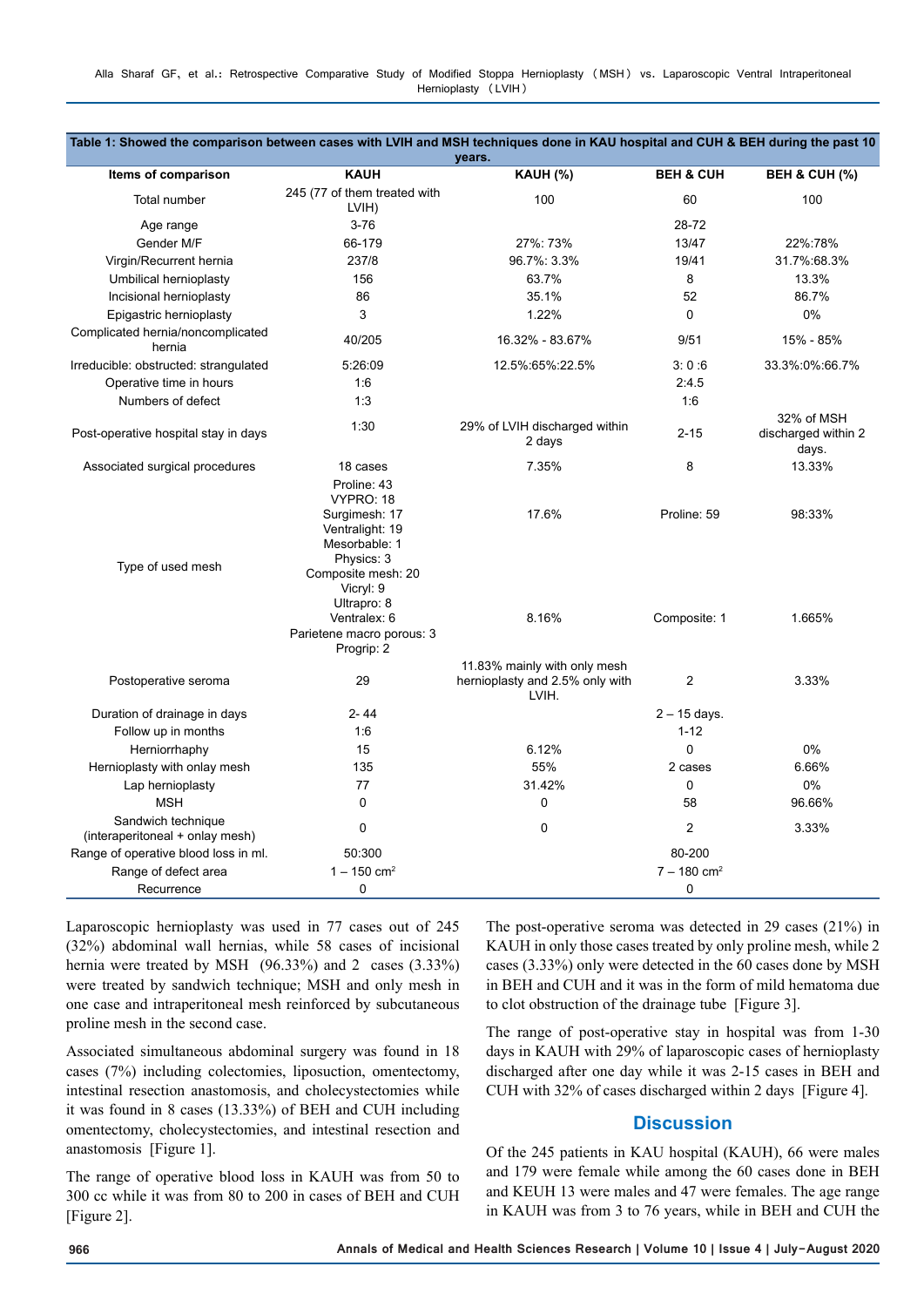**Table 1: Showed the comparison between cases with LVIH and MSH techniques done in KAU hospital and CUH & BEH during the past 10 years.**

| Items of comparison | KAUH | KAUH (%) | BEH & CUH | BEH & CUH (%) |
|---|---|---|---|---|
| Total number | 245 (77 of them treated with LVIH) | 100 | 60 | 100 |
| Age range | 3-76 | | 28-72 | |
| Gender M/F | 66-179 | 27%: 73% | 13/47 | 22%:78% |
| Virgin/Recurrent hernia | 237/8 | 96.7%: 3.3% | 19/41 | 31.7%:68.3% |
| Umbilical hernioplasty | 156 | 63.7% | 8 | 13.3% |
| Incisional hernioplasty | 86 | 35.1% | 52 | 86.7% |
| Epigastric hernioplasty | 3 | 1.22% | 0 | 0% |
| Complicated hernia/noncomplicated hernia | 40/205 | 16.32% - 83.67% | 9/51 | 15% - 85% |
| Irreducible: obstructed: strangulated | 5:26:09 | 12.5%:65%:22.5% | 3: 0 :6 | 33.3%:0%:66.7% |
| Operative time in hours | 1:6 | | 2:4.5 | |
| Numbers of defect | 1:3 | | 1:6 | |
| Post-operative hospital stay in days | 1:30 | 29% of LVIH discharged within 2 days | 2-15 | 32% of MSH discharged within 2 days. |
| Associated surgical procedures | 18 cases | 7.35% | 8 | 13.33% |
| Type of used mesh | Proline: 43<br>VYPRO: 18<br>Surgimesh: 17<br>Ventralight: 19<br>Mesorbable: 1<br>Physics: 3<br>Composite mesh: 20<br>Vicryl: 9<br>Ultrapro: 8<br>Ventralex: 6<br>Parietene macro porous: 3<br>Progrip: 2 | 17.6%<br><br>8.16% | Proline: 59<br><br>Composite: 1 | 98:33%<br><br>1.665% |
| Postoperative seroma | 29 | 11.83% mainly with only mesh hernioplasty and 2.5% only with LVIH. | 2 | 3.33% |
| Duration of drainage in days | 2- 44 | | 2 – 15 days. | |
| Follow up in months | 1:6 | | 1-12 | |
| Herniorrhaphy | 15 | 6.12% | 0 | 0% |
| Hernioplasty with onlay mesh | 135 | 55% | 2 cases | 6.66% |
| Lap hernioplasty | 77 | 31.42% | 0 | 0% |
| MSH | 0 | 0 | 58 | 96.66% |
| Sandwich technique (interaperitoneal + onlay mesh) | 0 | 0 | 2 | 3.33% |
| Range of operative blood loss in ml. | 50:300 | | 80-200 | |
| Range of defect area | 1 – 150 cm$^2$ | | 7 – 180 cm$^2$ | |
| Recurrence | 0 | | 0 | |

Laparoscopic hernioplasty was used in 77 cases out of 245 (32%) abdominal wall hernias, while 58 cases of incisional hernia were treated by MSH (96.33%) and 2 cases (3.33%) were treated by sandwich technique; MSH and only mesh in one case and intraperitoneal mesh reinforced by subcutaneous proline mesh in the second case.

Associated simultaneous abdominal surgery was found in 18 cases (7%) including colectomies, liposuction, omentectomy, intestinal resection anastomosis, and cholecystectomies while it was found in 8 cases (13.33%) of BEH and CUH including omentectomy, cholecystectomies, and intestinal resection and anastomosis [Figure 1].

The range of operative blood loss in KAUH was from 50 to 300 cc while it was from 80 to 200 in cases of BEH and CUH [Figure 2].

The post-operative seroma was detected in 29 cases (21%) in KAUH in only those cases treated by only proline mesh, while 2 cases (3.33%) only were detected in the 60 cases done by MSH in BEH and CUH and it was in the form of mild hematoma due to clot obstruction of the drainage tube [Figure 3].

The range of post-operative stay in hospital was from 1-30 days in KAUH with 29% of laparoscopic cases of hernioplasty discharged after one day while it was 2-15 cases in BEH and CUH with 32% of cases discharged within 2 days [Figure 4].

## Discussion

Of the 245 patients in KAU hospital (KAUH), 66 were males and 179 were female while among the 60 cases done in BEH and KEUH 13 were males and 47 were females. The age range in KAUH was from 3 to 76 years, while in BEH and CUH the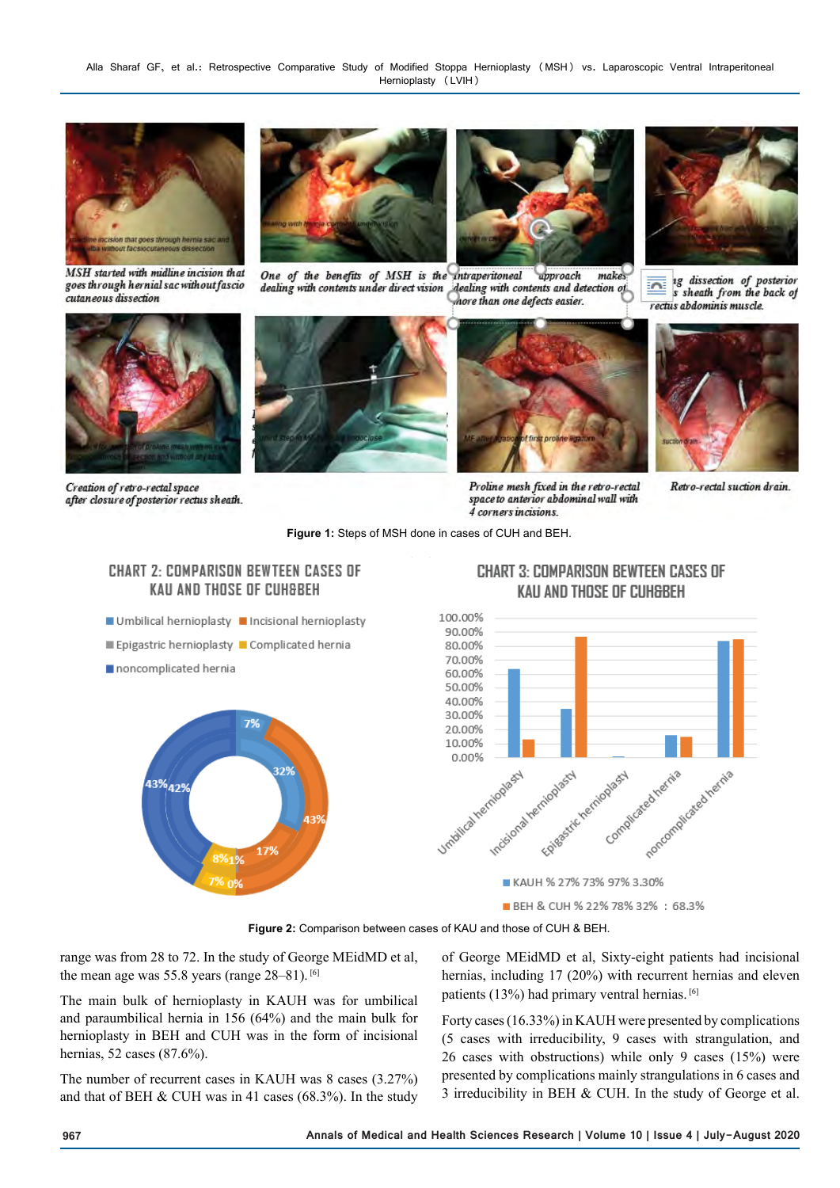*MSH started with midline incision that goes through hernial sac without fascio cutaneous dissection*

*One of the benefits of MSH is the dealing with contents under direct vision*

*intraperitoneal approach makes dealing with contents and detection of more than one defects easier.*

*...ng dissection of posterior ...s sheath from the back of rectus abdominis muscle.*

*Creation of retro-rectal space after closure of posterior rectus sheath.*

*Proline mesh fixed in the retro-rectal space to anterior abdominal wall with 4 corners incisions.*

*Retro-rectal suction drain.*

**Figure 1:** Steps of MSH done in cases of CUH and BEH.

CHART 2: COMPARISON BEWTEEN CASES OF KAU AND THOSE OF CUH&BEH

CHART 3: COMPARISON BEWTEEN CASES OF KAU AND THOSE OF CUH&BEH

**Figure 2:** Comparison between cases of KAU and those of CUH & BEH.

range was from 28 to 72. In the study of George MEidMD et al, the mean age was 55.8 years (range 28–81).[6]

The main bulk of hernioplasty in KAUH was for umbilical and paraumbilical hernia in 156 (64%) and the main bulk for hernioplasty in BEH and CUH was in the form of incisional hernias, 52 cases (87.6%).

The number of recurrent cases in KAUH was 8 cases (3.27%) and that of BEH & CUH was in 41 cases (68.3%). In the study of George MEidMD et al, Sixty-eight patients had incisional hernias, including 17 (20%) with recurrent hernias and eleven patients (13%) had primary ventral hernias.[6]

Forty cases (16.33%) in KAUH were presented by complications (5 cases with irreducibility, 9 cases with strangulation, and 26 cases with obstructions) while only 9 cases (15%) were presented by complications mainly strangulations in 6 cases and 3 irreducibility in BEH & CUH. In the study of George et al.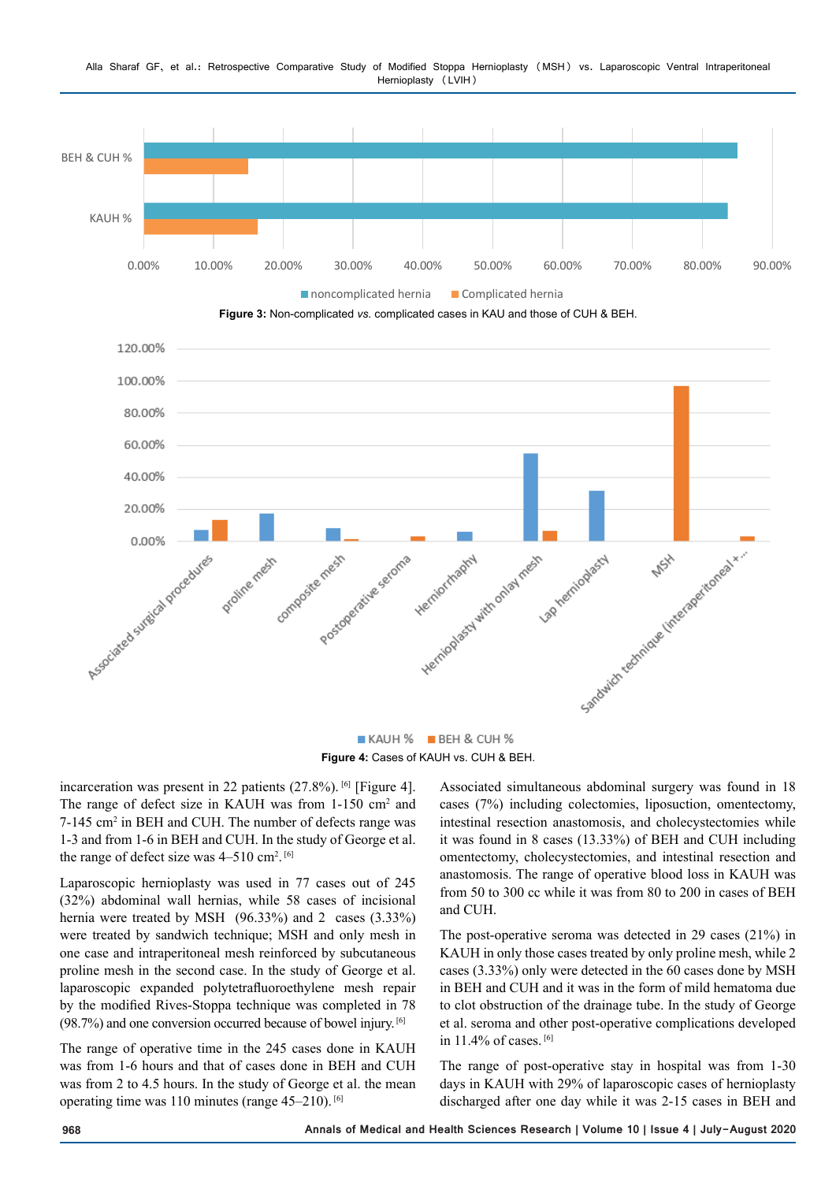Figure 3: Non-complicated *vs.* complicated cases in KAU and those of CUH & BEH.

Figure 4: Cases of KAUH vs. CUH & BEH.

incarceration was present in 22 patients (27.8%).[6] [Figure 4]. The range of defect size in KAUH was from 1-150 $cm^2$ and 7-145 $cm^2$ in BEH and CUH. The number of defects range was 1-3 and from 1-6 in BEH and CUH. In the study of George et al. the range of defect size was 4–510 $cm^2$.[6]

Laparoscopic hernioplasty was used in 77 cases out of 245 (32%) abdominal wall hernias, while 58 cases of incisional hernia were treated by MSH (96.33%) and 2 cases (3.33%) were treated by sandwich technique; MSH and only mesh in one case and intraperitoneal mesh reinforced by subcutaneous proline mesh in the second case. In the study of George et al. laparoscopic expanded polytetrafluoroethylene mesh repair by the modified Rives-Stoppa technique was completed in 78 (98.7%) and one conversion occurred because of bowel injury.[6]

The range of operative time in the 245 cases done in KAUH was from 1-6 hours and that of cases done in BEH and CUH was from 2 to 4.5 hours. In the study of George et al. the mean operating time was 110 minutes (range 45–210).[6]

Associated simultaneous abdominal surgery was found in 18 cases (7%) including colectomies, liposuction, omentectomy, intestinal resection anastomosis, and cholecystectomies while it was found in 8 cases (13.33%) of BEH and CUH including omentectomy, cholecystectomies, and intestinal resection and anastomosis. The range of operative blood loss in KAUH was from 50 to 300 cc while it was from 80 to 200 in cases of BEH and CUH.

The post-operative seroma was detected in 29 cases (21%) in KAUH in only those cases treated by only proline mesh, while 2 cases (3.33%) only were detected in the 60 cases done by MSH in BEH and CUH and it was in the form of mild hematoma due to clot obstruction of the drainage tube. In the study of George et al. seroma and other post-operative complications developed in 11.4% of cases.[6]

The range of post-operative stay in hospital was from 1-30 days in KAUH with 29% of laparoscopic cases of hernioplasty discharged after one day while it was 2-15 cases in BEH and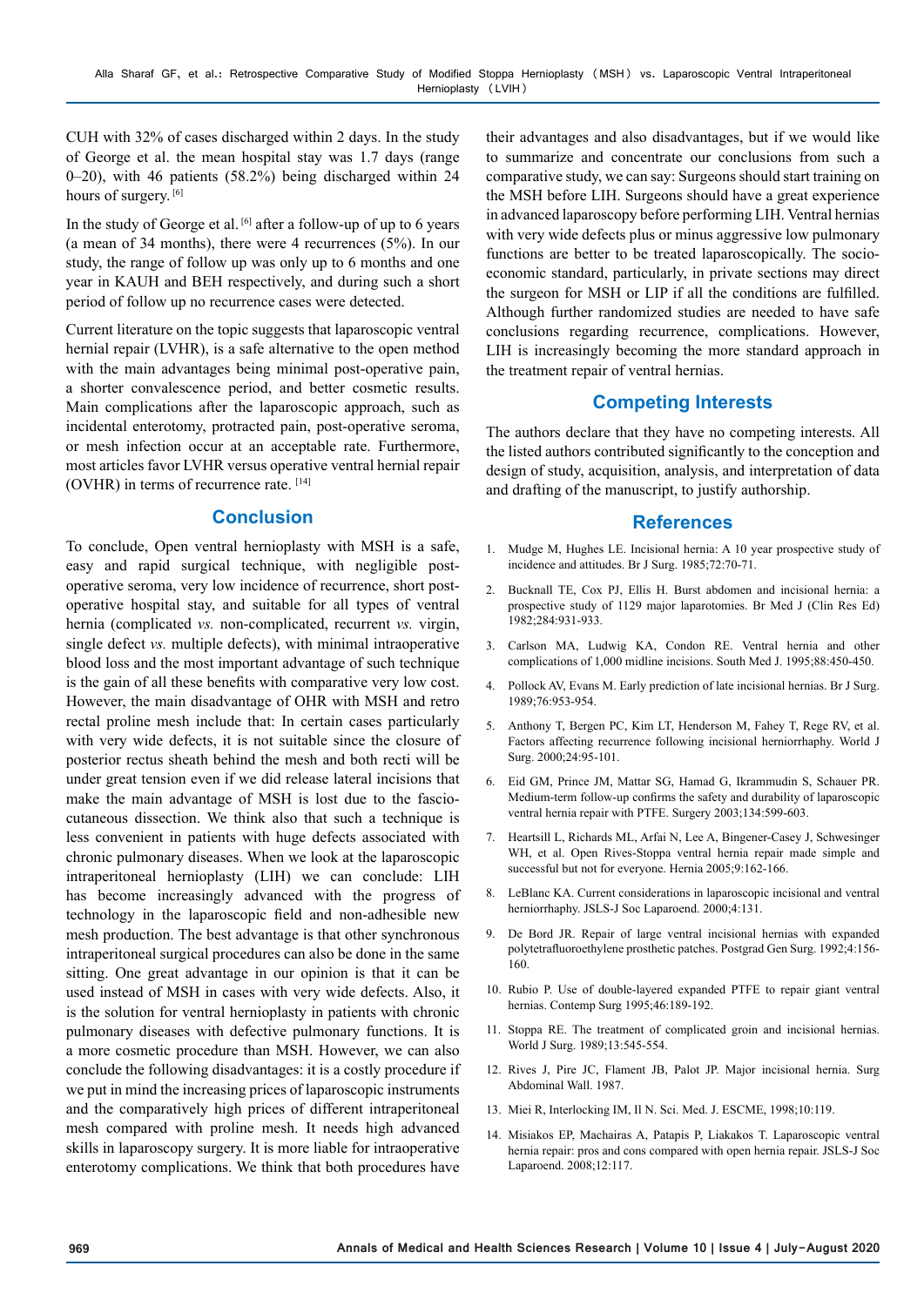CUH with 32% of cases discharged within 2 days. In the study of George et al. the mean hospital stay was 1.7 days (range 0–20), with 46 patients (58.2%) being discharged within 24 hours of surgery. [6]

In the study of George et al. [6] after a follow-up of up to 6 years (a mean of 34 months), there were 4 recurrences (5%). In our study, the range of follow up was only up to 6 months and one year in KAUH and BEH respectively, and during such a short period of follow up no recurrence cases were detected.

Current literature on the topic suggests that laparoscopic ventral hernial repair (LVHR), is a safe alternative to the open method with the main advantages being minimal post-operative pain, a shorter convalescence period, and better cosmetic results. Main complications after the laparoscopic approach, such as incidental enterotomy, protracted pain, post-operative seroma, or mesh infection occur at an acceptable rate. Furthermore, most articles favor LVHR versus operative ventral hernial repair (OVHR) in terms of recurrence rate. [14]

## Conclusion

To conclude, Open ventral hernioplasty with MSH is a safe, easy and rapid surgical technique, with negligible post-operative seroma, very low incidence of recurrence, short post-operative hospital stay, and suitable for all types of ventral hernia (complicated *vs.* non-complicated, recurrent *vs.* virgin, single defect *vs.* multiple defects), with minimal intraoperative blood loss and the most important advantage of such technique is the gain of all these benefits with comparative very low cost. However, the main disadvantage of OHR with MSH and retro rectal proline mesh include that: In certain cases particularly with very wide defects, it is not suitable since the closure of posterior rectus sheath behind the mesh and both recti will be under great tension even if we did release lateral incisions that make the main advantage of MSH is lost due to the fascio-cutaneous dissection. We think also that such a technique is less convenient in patients with huge defects associated with chronic pulmonary diseases. When we look at the laparoscopic intraperitoneal hernioplasty (LIH) we can conclude: LIH has become increasingly advanced with the progress of technology in the laparoscopic field and non-adhesible new mesh production. The best advantage is that other synchronous intraperitoneal surgical procedures can also be done in the same sitting. One great advantage in our opinion is that it can be used instead of MSH in cases with very wide defects. Also, it is the solution for ventral hernioplasty in patients with chronic pulmonary diseases with defective pulmonary functions. It is a more cosmetic procedure than MSH. However, we can also conclude the following disadvantages: it is a costly procedure if we put in mind the increasing prices of laparoscopic instruments and the comparatively high prices of different intraperitoneal mesh compared with proline mesh. It needs high advanced skills in laparoscopy surgery. It is more liable for intraoperative enterotomy complications. We think that both procedures have their advantages and also disadvantages, but if we would like to summarize and concentrate our conclusions from such a comparative study, we can say: Surgeons should start training on the MSH before LIH. Surgeons should have a great experience in advanced laparoscopy before performing LIH. Ventral hernias with very wide defects plus or minus aggressive low pulmonary functions are better to be treated laparoscopically. The socio-economic standard, particularly, in private sections may direct the surgeon for MSH or LIP if all the conditions are fulfilled. Although further randomized studies are needed to have safe conclusions regarding recurrence, complications. However, LIH is increasingly becoming the more standard approach in the treatment repair of ventral hernias.

## Competing Interests

The authors declare that they have no competing interests. All the listed authors contributed significantly to the conception and design of study, acquisition, analysis, and interpretation of data and drafting of the manuscript, to justify authorship.

## References

1. Mudge M, Hughes LE. Incisional hernia: A 10 year prospective study of incidence and attitudes. Br J Surg. 1985;72:70-71.
2. Bucknall TE, Cox PJ, Ellis H. Burst abdomen and incisional hernia: a prospective study of 1129 major laparotomies. Br Med J (Clin Res Ed) 1982;284:931-933.
3. Carlson MA, Ludwig KA, Condon RE. Ventral hernia and other complications of 1,000 midline incisions. South Med J. 1995;88:450-450.
4. Pollock AV, Evans M. Early prediction of late incisional hernias. Br J Surg. 1989;76:953-954.
5. Anthony T, Bergen PC, Kim LT, Henderson M, Fahey T, Rege RV, et al. Factors affecting recurrence following incisional herniorrhaphy. World J Surg. 2000;24:95-101.
6. Eid GM, Prince JM, Mattar SG, Hamad G, Ikrammudin S, Schauer PR. Medium-term follow-up confirms the safety and durability of laparoscopic ventral hernia repair with PTFE. Surgery 2003;134:599-603.
7. Heartsill L, Richards ML, Arfai N, Lee A, Bingener-Casey J, Schwesinger WH, et al. Open Rives-Stoppa ventral hernia repair made simple and successful but not for everyone. Hernia 2005;9:162-166.
8. LeBlanc KA. Current considerations in laparoscopic incisional and ventral herniorrhaphy. JSLS-J Soc Laparoend. 2000;4:131.
9. De Bord JR. Repair of large ventral incisional hernias with expanded polytetrafluoroethylene prosthetic patches. Postgrad Gen Surg. 1992;4:156-160.
10. Rubio P. Use of double-layered expanded PTFE to repair giant ventral hernias. Contemp Surg 1995;46:189-192.
11. Stoppa RE. The treatment of complicated groin and incisional hernias. World J Surg. 1989;13:545-554.
12. Rives J, Pire JC, Flament JB, Palot JP. Major incisional hernia. Surg Abdominal Wall. 1987.
13. Miei R, Interlocking IM, Il N. Sci. Med. J. ESCME, 1998;10:119.
14. Misiakos EP, Machairas A, Patapis P, Liakakos T. Laparoscopic ventral hernia repair: pros and cons compared with open hernia repair. JSLS-J Soc Laparoend. 2008;12:117.